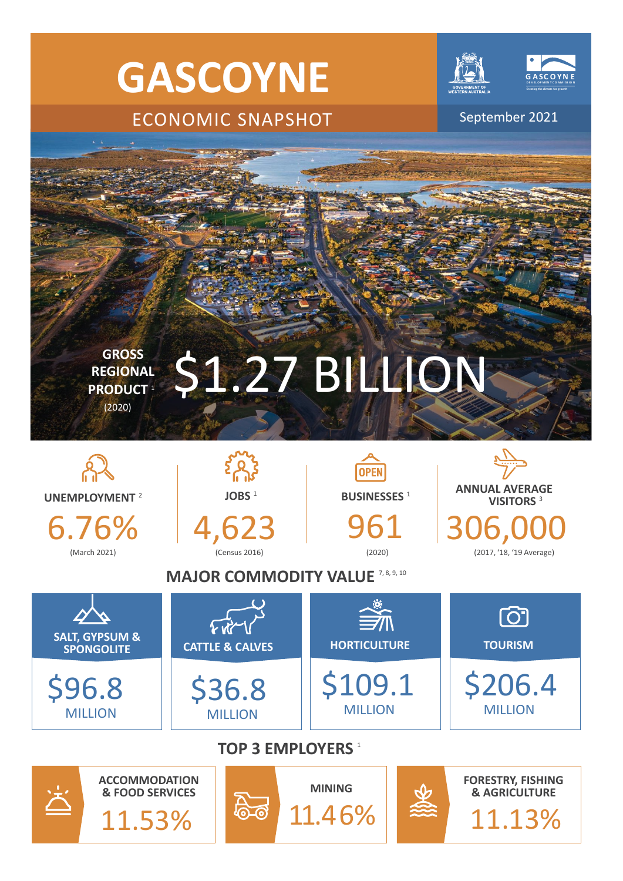# GASCOYNE

## ECONOMIC SNAPSHOT

September 2021

**GROSS REGIONAL PRODUCT** [1] (2020)

# $1.27 BILLION

**UNEMPLOYMENT** [2]

6.76%

(March 2021)

**JOBS** [1]

4,623

(Census 2016)

**BUSINESSES** [1]

961

(2020)

**ANNUAL AVERAGE VISITORS** [3]

306,000

(2017, '18, '19 Average)

## MAJOR COMMODITY VALUE [7, 8, 9, 10]

| SALT, GYPSUM & SPONGOLITE | CATTLE & CALVES | HORTICULTURE | TOURISM |
|---|---|---|---|
| $96.8 MILLION | $36.8 MILLION | $109.1 MILLION | $206.4 MILLION |

## TOP 3 EMPLOYERS [1]

| ACCOMMODATION & FOOD SERVICES | MINING | FORESTRY, FISHING & AGRICULTURE |
|---|---|---|
| 11.53% | 11.46% | 11.13% |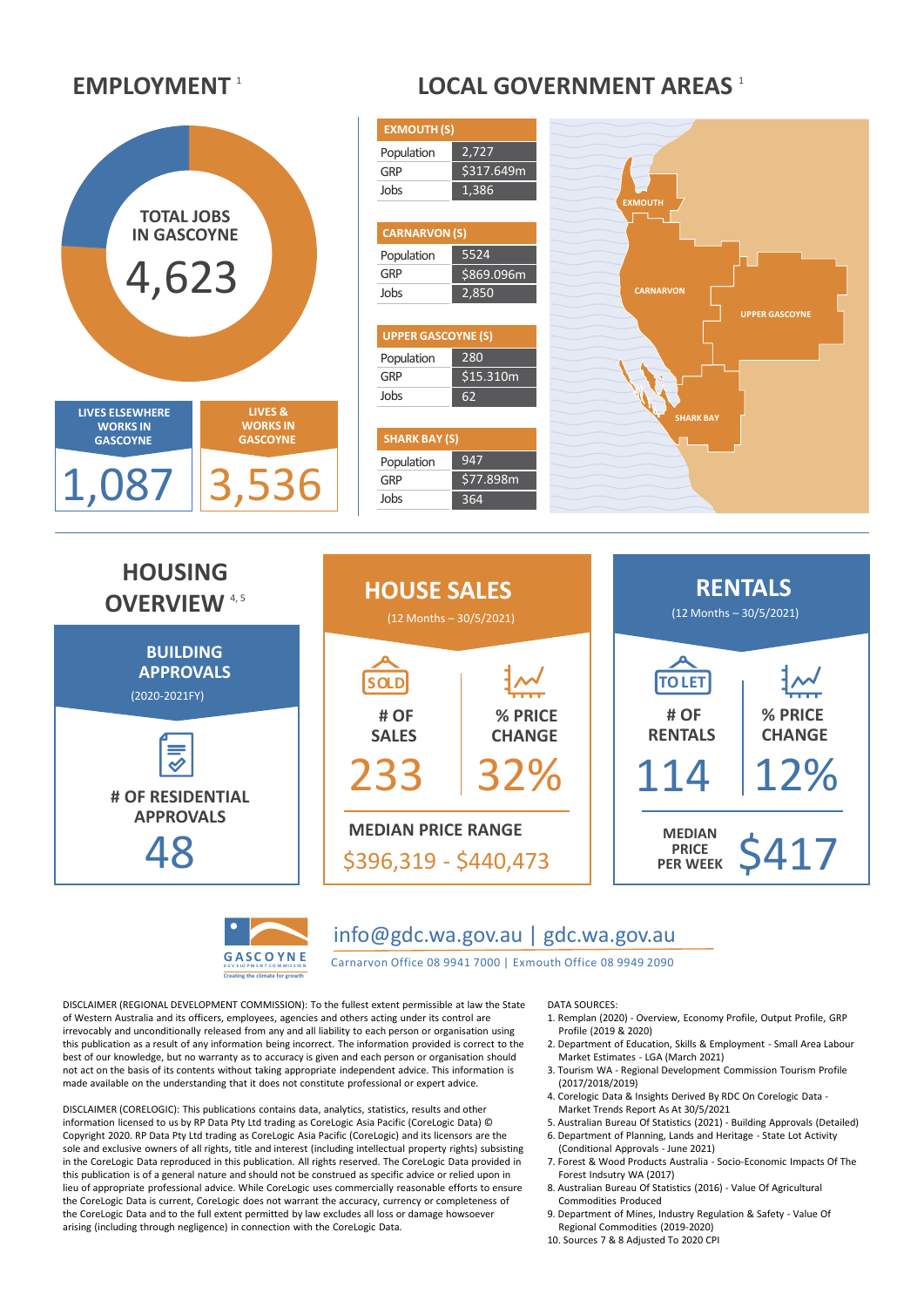## EMPLOYMENT [1]

TOTAL JOBS IN GASCOYNE

4,623

| LIVES ELSEWHERE WORKS IN GASCOYNE | LIVES & WORKS IN GASCOYNE |
|---|---|
| 1,087 | 3,536 |

## LOCAL GOVERNMENT AREAS [1]

| EXMOUTH (S) | |
|---|---|
| Population | 2,727 |
| GRP | $317.649m |
| Jobs | 1,386 |

| CARNARVON (S) | |
|---|---|
| Population | 5524 |
| GRP | $869.096m |
| Jobs | 2,850 |

| UPPER GASCOYNE (S) | |
|---|---|
| Population | 280 |
| GRP | $15.310m |
| Jobs | 62 |

| SHARK BAY (S) | |
|---|---|
| Population | 947 |
| GRP | $77.898m |
| Jobs | 364 |

EXMOUTH

CARNARVON

UPPER GASCOYNE

SHARK BAY

## HOUSING OVERVIEW [4, 5]

### BUILDING APPROVALS

(2020-2021FY)

\# OF RESIDENTIAL APPROVALS

48

### HOUSE SALES

(12 Months – 30/5/2021)

| # OF SALES | % PRICE CHANGE |
|---|---|
| 233 | 32% |

MEDIAN PRICE RANGE

$396,319 - $440,473

### RENTALS

(12 Months – 30/5/2021)

| # OF RENTALS | % PRICE CHANGE |
|---|---|
| 114 | 12% |

MEDIAN PRICE PER WEEK $417

GASCOYNE DEVELOPMENT COMMISSION – Creating the climate for growth

info@gdc.wa.gov.au | gdc.wa.gov.au

Carnarvon Office 08 9941 7000 | Exmouth Office 08 9949 2090

DISCLAIMER (REGIONAL DEVELOPMENT COMMISSION): To the fullest extent permissible at law the State of Western Australia and its officers, employees, agencies and others acting under its control are irrevocably and unconditionally released from any and all liability to each person or organisation using this publication as a result of any information being incorrect. The information provided is correct to the best of our knowledge, but no warranty as to accuracy is given and each person or organisation should not act on the basis of its contents without taking appropriate independent advice. This information is made available on the understanding that it does not constitute professional or expert advice.

DISCLAIMER (CORELOGIC): This publications contains data, analytics, statistics, results and other information licensed to us by RP Data Pty Ltd trading as CoreLogic Asia Pacific (CoreLogic Data) © Copyright 2020. RP Data Pty Ltd trading as CoreLogic Asia Pacific (CoreLogic) and its licensors are the sole and exclusive owners of all rights, title and interest (including intellectual property rights) subsisting in the CoreLogic Data reproduced in this publication. All rights reserved. The CoreLogic Data provided in this publication is of a general nature and should not be construed as specific advice or relied upon in lieu of appropriate professional advice. While CoreLogic uses commercially reasonable efforts to ensure the CoreLogic Data is current, CoreLogic does not warrant the accuracy, currency or completeness of the CoreLogic Data and to the full extent permitted by law excludes all loss or damage howsoever arising (including through negligence) in connection with the CoreLogic Data.

DATA SOURCES:

1. Remplan (2020) - Overview, Economy Profile, Output Profile, GRP Profile (2019 & 2020)
2. Department of Education, Skills & Employment - Small Area Labour Market Estimates - LGA (March 2021)
3. Tourism WA - Regional Development Commission Tourism Profile (2017/2018/2019)
4. Corelogic Data & Insights Derived By RDC On Corelogic Data - Market Trends Report As At 30/5/2021
5. Australian Bureau Of Statistics (2021) - Building Approvals (Detailed)
6. Department of Planning, Lands and Heritage - State Lot Activity (Conditional Approvals - June 2021)
7. Forest & Wood Products Australia - Socio-Economic Impacts Of The Forest Indsutry WA (2017)
8. Australian Bureau Of Statistics (2016) - Value Of Agricultural Commodities Produced
9. Department of Mines, Industry Regulation & Safety - Value Of Regional Commodities (2019-2020)
10. Sources 7 & 8 Adjusted To 2020 CPI